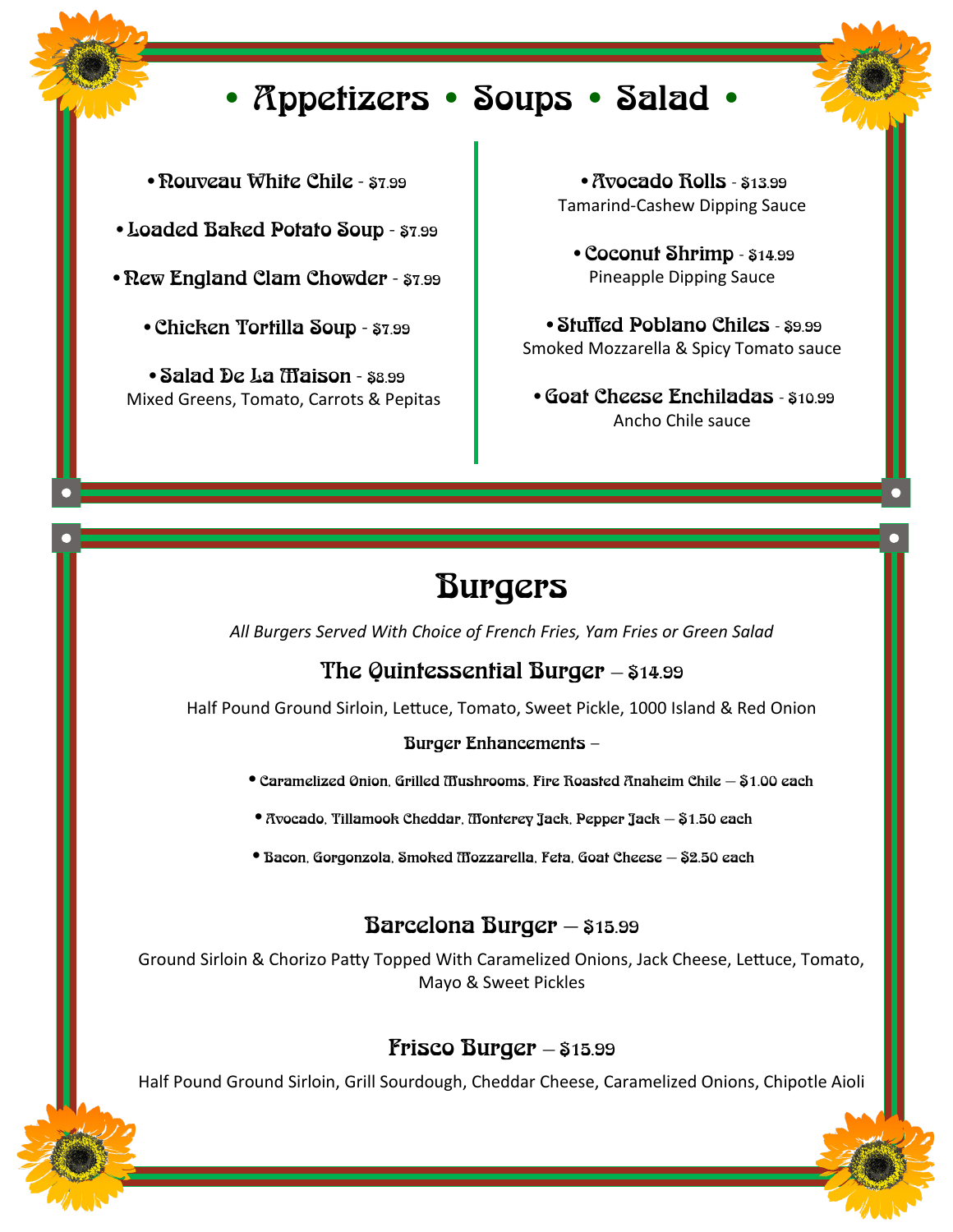# • Appetizers • Soups • Salad •

- **Nouveau White Chile** - $7.99
- **Loaded Baked Potato Soup** - $7.99
- **New England Clam Chowder** - $7.99
- **Chicken Tortilla Soup** - $7.99
- **Salad De La Maison** - $8.99
  Mixed Greens, Tomato, Carrots & Pepitas

- **Avocado Rolls** - $13.99
  Tamarind-Cashew Dipping Sauce
- **Coconut Shrimp** - $14.99
  Pineapple Dipping Sauce
- **Stuffed Poblano Chiles** - $9.99
  Smoked Mozzarella & Spicy Tomato sauce
- **Goat Cheese Enchiladas** - $10.99
  Ancho Chile sauce

# Burgers

*All Burgers Served With Choice of French Fries, Yam Fries or Green Salad*

## The Quintessential Burger – $14.99

Half Pound Ground Sirloin, Lettuce, Tomato, Sweet Pickle, 1000 Island & Red Onion

**Burger Enhancements –**

- Caramelized Onion, Grilled Mushrooms, Fire Roasted Anaheim Chile – $1.00 each
- Avocado, Tillamook Cheddar, Monterey Jack, Pepper Jack – $1.50 each
- Bacon, Gorgonzola, Smoked Mozzarella, Feta, Goat Cheese – $2.50 each

## Barcelona Burger – $15.99

Ground Sirloin & Chorizo Patty Topped With Caramelized Onions, Jack Cheese, Lettuce, Tomato, Mayo & Sweet Pickles

## Frisco Burger – $15.99

Half Pound Ground Sirloin, Grill Sourdough, Cheddar Cheese, Caramelized Onions, Chipotle Aioli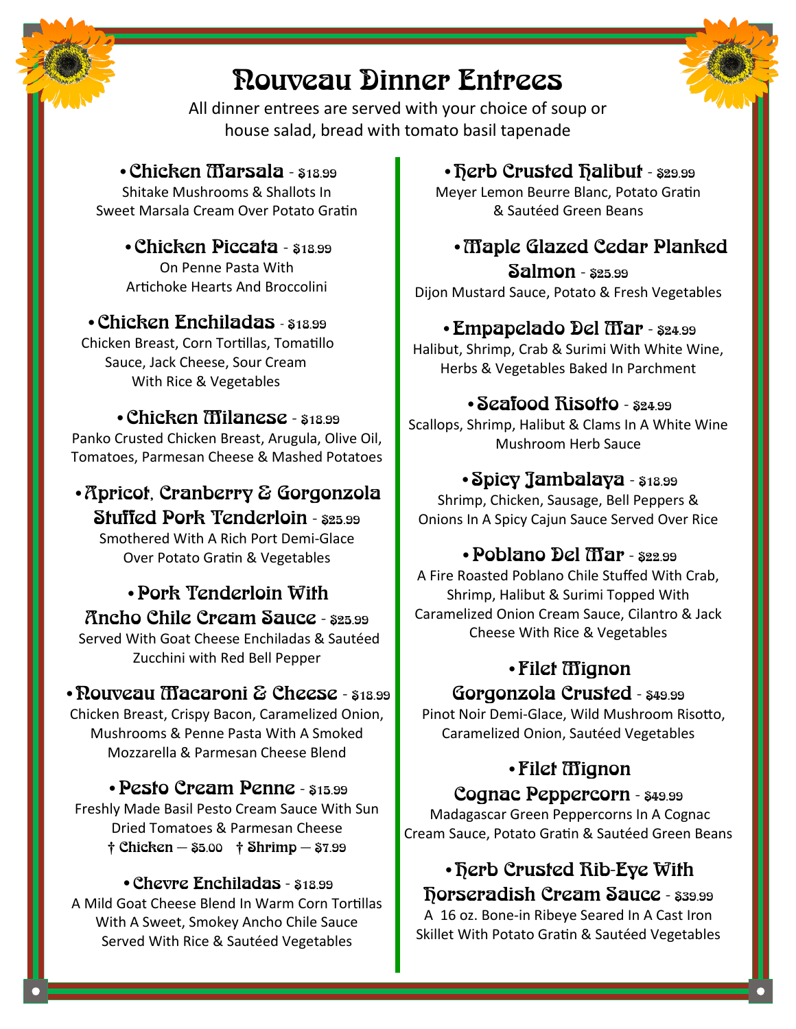# Nouveau Dinner Entrees

All dinner entrees are served with your choice of soup or house salad, bread with tomato basil tapenade

- **Chicken Marsala** - $18.99
  Shitake Mushrooms & Shallots In Sweet Marsala Cream Over Potato Gratin

- **Chicken Piccata** - $18.99
  On Penne Pasta With Artichoke Hearts And Broccolini

- **Chicken Enchiladas** - $18.99
  Chicken Breast, Corn Tortillas, Tomatillo Sauce, Jack Cheese, Sour Cream With Rice & Vegetables

- **Chicken Milanese** - $18.99
  Panko Crusted Chicken Breast, Arugula, Olive Oil, Tomatoes, Parmesan Cheese & Mashed Potatoes

- **Apricot, Cranberry & Gorgonzola Stuffed Pork Tenderloin** - $25.99
  Smothered With A Rich Port Demi-Glace Over Potato Gratin & Vegetables

- **Pork Tenderloin With Ancho Chile Cream Sauce** - $25.99
  Served With Goat Cheese Enchiladas & Sautéed Zucchini with Red Bell Pepper

- **Nouveau Macaroni & Cheese** - $18.99
  Chicken Breast, Crispy Bacon, Caramelized Onion, Mushrooms & Penne Pasta With A Smoked Mozzarella & Parmesan Cheese Blend

- **Pesto Cream Penne** - $15.99
  Freshly Made Basil Pesto Cream Sauce With Sun Dried Tomatoes & Parmesan Cheese
  † Chicken — $5.00 † Shrimp — $7.99

- **Chevre Enchiladas** - $18.99
  A Mild Goat Cheese Blend In Warm Corn Tortillas With A Sweet, Smokey Ancho Chile Sauce Served With Rice & Sautéed Vegetables

- **Herb Crusted Halibut** - $29.99
  Meyer Lemon Beurre Blanc, Potato Gratin & Sautéed Green Beans

- **Maple Glazed Cedar Planked Salmon** - $25.99
  Dijon Mustard Sauce, Potato & Fresh Vegetables

- **Empapelado Del Mar** - $24.99
  Halibut, Shrimp, Crab & Surimi With White Wine, Herbs & Vegetables Baked In Parchment

- **Seafood Risotto** - $24.99
  Scallops, Shrimp, Halibut & Clams In A White Wine Mushroom Herb Sauce

- **Spicy Jambalaya** - $18.99
  Shrimp, Chicken, Sausage, Bell Peppers & Onions In A Spicy Cajun Sauce Served Over Rice

- **Poblano Del Mar** - $22.99
  A Fire Roasted Poblano Chile Stuffed With Crab, Shrimp, Halibut & Surimi Topped With Caramelized Onion Cream Sauce, Cilantro & Jack Cheese With Rice & Vegetables

- **Filet Mignon Gorgonzola Crusted** - $49.99
  Pinot Noir Demi-Glace, Wild Mushroom Risotto, Caramelized Onion, Sautéed Vegetables

- **Filet Mignon Cognac Peppercorn** - $49.99
  Madagascar Green Peppercorns In A Cognac Cream Sauce, Potato Gratin & Sautéed Green Beans

- **Herb Crusted Rib-Eye With Horseradish Cream Sauce** - $39.99
  A 16 oz. Bone-in Ribeye Seared In A Cast Iron Skillet With Potato Gratin & Sautéed Vegetables